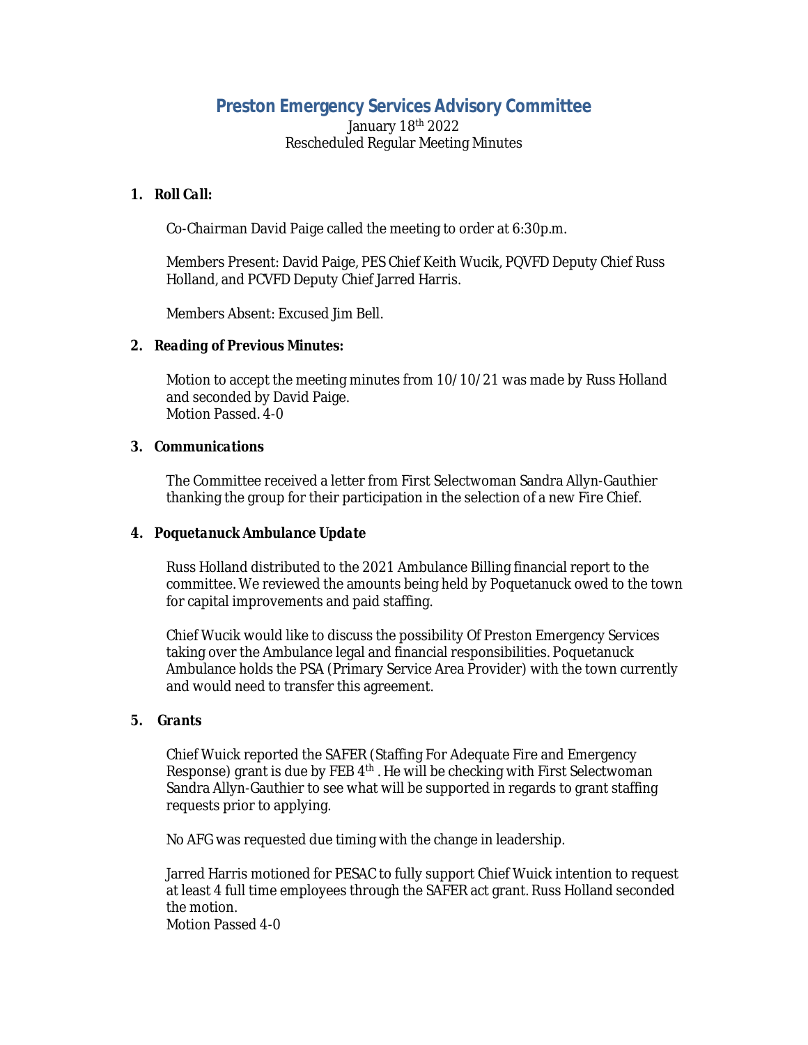# Preston Emergency Services Advisory Committee

January 18th 2022
Rescheduled Regular Meeting Minutes

1. ***Roll Call:***

   Co-Chairman David Paige called the meeting to order at 6:30p.m.

   Members Present: David Paige, PES Chief Keith Wucik, PQVFD Deputy Chief Russ Holland, and PCVFD Deputy Chief Jarred Harris.

   Members Absent: Excused Jim Bell.

2. ***Reading of Previous Minutes:***

   Motion to accept the meeting minutes from 10/10/21 was made by Russ Holland and seconded by David Paige.
   Motion Passed. 4-0

3. ***Communications***

   The Committee received a letter from First Selectwoman Sandra Allyn-Gauthier thanking the group for their participation in the selection of a new Fire Chief.

4. ***Poquetanuck Ambulance Update***

   Russ Holland distributed to the 2021 Ambulance Billing financial report to the committee. We reviewed the amounts being held by Poquetanuck owed to the town for capital improvements and paid staffing.

   Chief Wucik would like to discuss the possibility Of Preston Emergency Services taking over the Ambulance legal and financial responsibilities. Poquetanuck Ambulance holds the PSA (Primary Service Area Provider) with the town currently and would need to transfer this agreement.

5. ***Grants***

   Chief Wuick reported the SAFER (Staffing For Adequate Fire and Emergency Response) grant is due by FEB 4th . He will be checking with First Selectwoman Sandra Allyn-Gauthier to see what will be supported in regards to grant staffing requests prior to applying.

   No AFG was requested due timing with the change in leadership.

   Jarred Harris motioned for PESAC to fully support Chief Wuick intention to request at least 4 full time employees through the SAFER act grant. Russ Holland seconded the motion.
   Motion Passed 4-0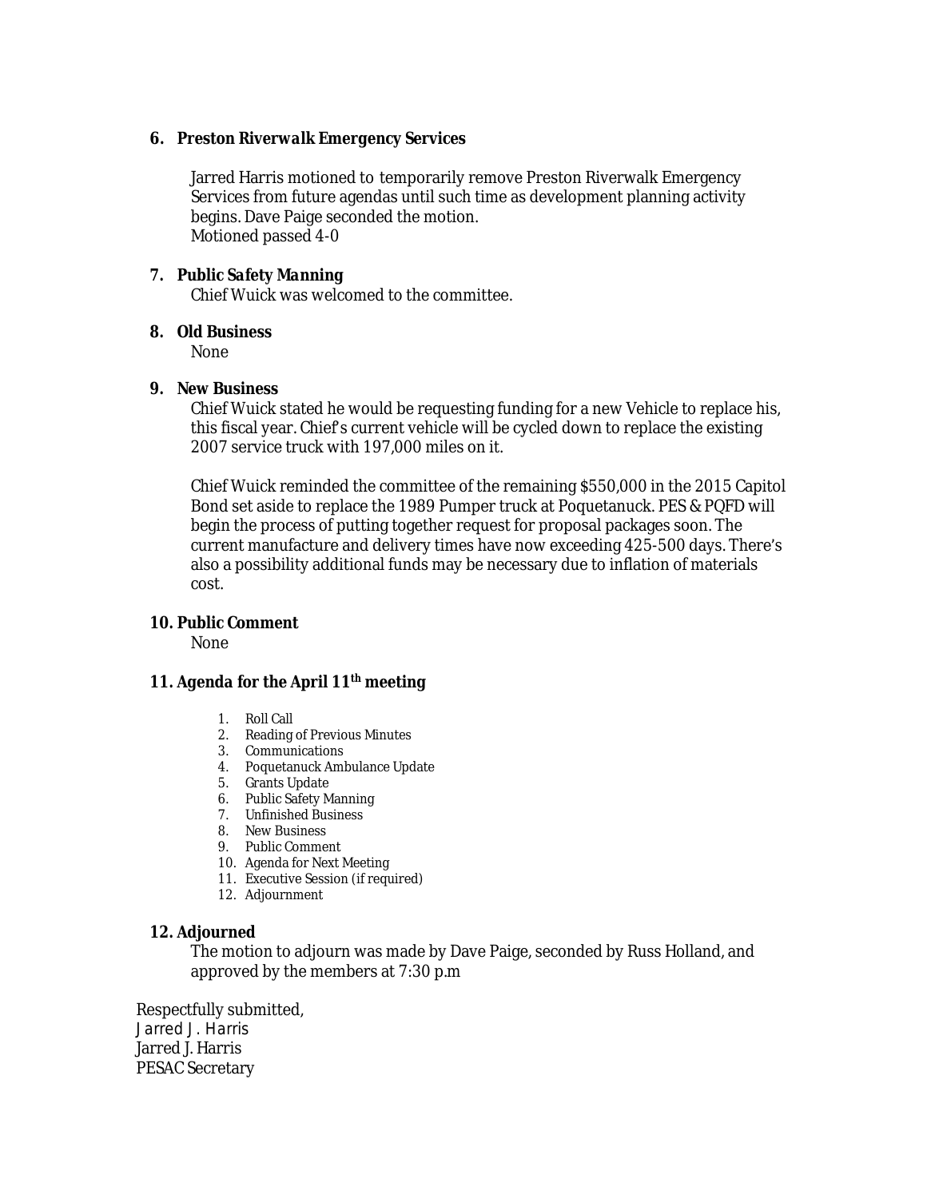**6. Preston Riverwalk Emergency Services**

Jarred Harris motioned to temporarily remove Preston Riverwalk Emergency Services from future agendas until such time as development planning activity begins. Dave Paige seconded the motion.
Motioned passed 4-0

**7. Public Safety Manning**

Chief Wuick was welcomed to the committee.

**8. Old Business**

None

**9. New Business**

Chief Wuick stated he would be requesting funding for a new Vehicle to replace his, this fiscal year. Chief's current vehicle will be cycled down to replace the existing 2007 service truck with 197,000 miles on it.

Chief Wuick reminded the committee of the remaining $550,000 in the 2015 Capitol Bond set aside to replace the 1989 Pumper truck at Poquetanuck. PES & PQFD will begin the process of putting together request for proposal packages soon. The current manufacture and delivery times have now exceeding 425-500 days. There's also a possibility additional funds may be necessary due to inflation of materials cost.

**10. Public Comment**

None

**11. Agenda for the April 11th meeting**

1. Roll Call
2. Reading of Previous Minutes
3. Communications
4. Poquetanuck Ambulance Update
5. Grants Update
6. Public Safety Manning
7. Unfinished Business
8. New Business
9. Public Comment
10. Agenda for Next Meeting
11. Executive Session (if required)
12. Adjournment

**12. Adjourned**

The motion to adjourn was made by Dave Paige, seconded by Russ Holland, and approved by the members at 7:30 p.m

Respectfully submitted,
*Jarred J. Harris*
Jarred J. Harris
PESAC Secretary